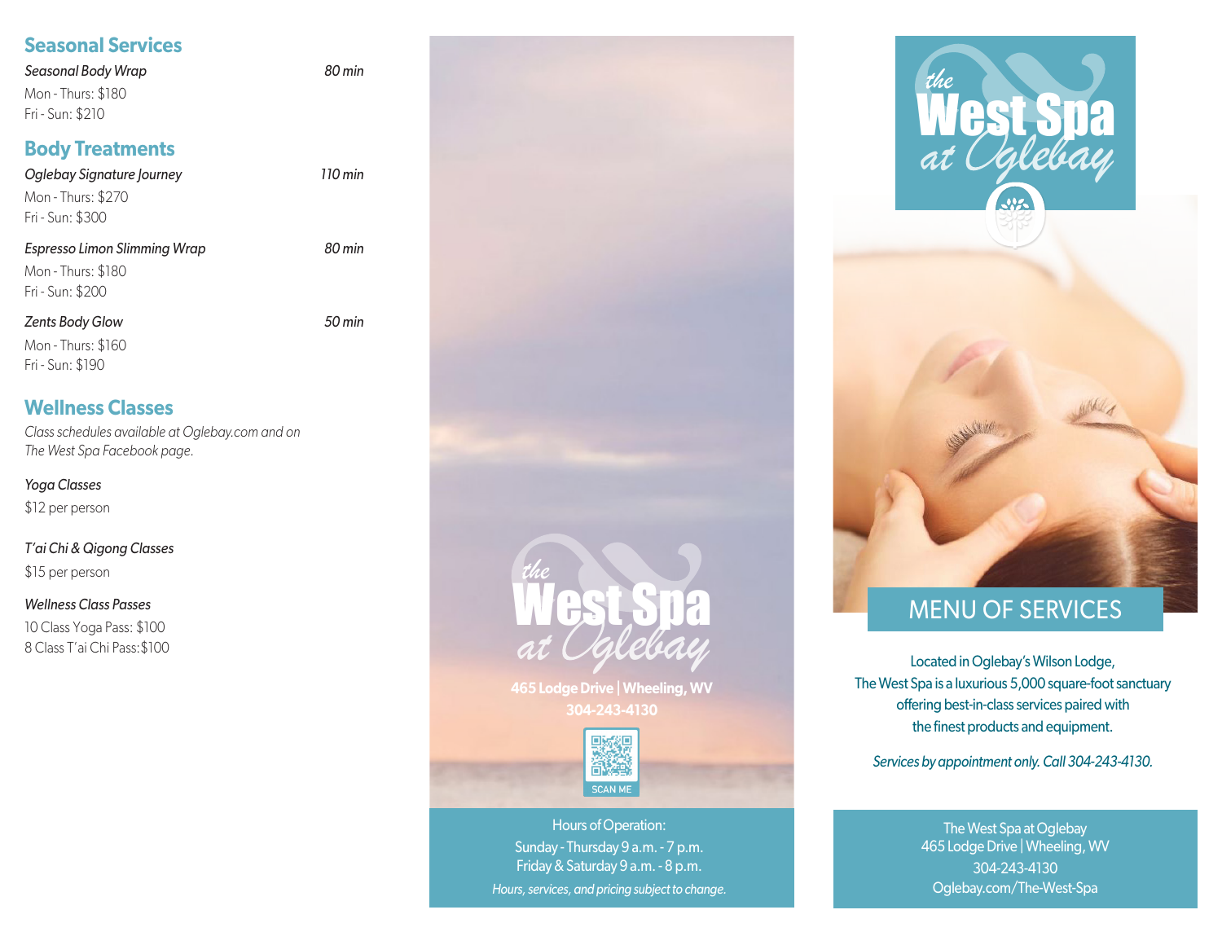## Seasonal Services

*Seasonal Body Wrap* — *80 min*

Mon - Thurs: $180
Fri - Sun: $210

## Body Treatments

*Oglebay Signature Journey* — *110 min*

Mon - Thurs: $270
Fri - Sun: $300

*Espresso Limon Slimming Wrap* — *80 min*

Mon - Thurs: $180
Fri - Sun: $200

*Zents Body Glow* — *50 min*

Mon - Thurs: $160
Fri - Sun: $190

## Wellness Classes

*Class schedules available at Oglebay.com and on The West Spa Facebook page.*

*Yoga Classes*

$12 per person

*T'ai Chi & Qigong Classes*

$15 per person

*Wellness Class Passes*

10 Class Yoga Pass: $100
8 Class T'ai Chi Pass: $100

the West Spa at Oglebay

**465 Lodge Drive | Wheeling, WV**
**304-243-4130**

SCAN ME

Hours of Operation:
Sunday - Thursday 9 a.m. - 7 p.m.
Friday & Saturday 9 a.m. - 8 p.m.

*Hours, services, and pricing subject to change.*

# the West Spa at Oglebay

## MENU OF SERVICES

Located in Oglebay's Wilson Lodge, The West Spa is a luxurious 5,000 square-foot sanctuary offering best-in-class services paired with the finest products and equipment.

*Services by appointment only. Call 304-243-4130.*

The West Spa at Oglebay
465 Lodge Drive | Wheeling, WV
304-243-4130
Oglebay.com/The-West-Spa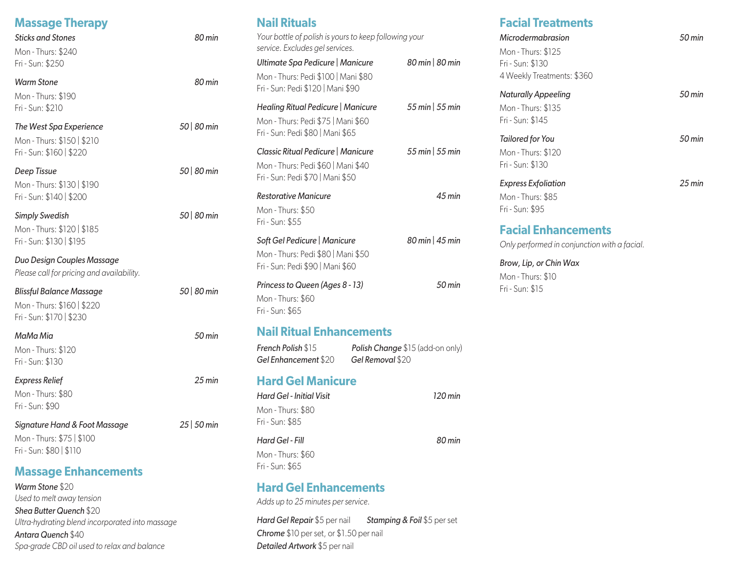## Massage Therapy

*Sticks and Stones* — *80 min*

Mon - Thurs: $240
Fri - Sun: $250

*Warm Stone* — *80 min*

Mon - Thurs: $190
Fri - Sun: $210

*The West Spa Experience* — *50 | 80 min*

Mon - Thurs: $150 | $210
Fri - Sun: $160 | $220

*Deep Tissue* — *50 | 80 min*

Mon - Thurs: $130 | $190
Fri - Sun: $140 | $200

*Simply Swedish* — *50 | 80 min*

Mon - Thurs: $120 | $185
Fri - Sun: $130 | $195

*Duo Design Couples Massage*

*Please call for pricing and availability.*

*Blissful Balance Massage* — *50 | 80 min*

Mon - Thurs: $160 | $220
Fri - Sun: $170 | $230

*MaMa Mia* — *50 min*

Mon - Thurs: $120
Fri - Sun: $130

*Express Relief* — *25 min*

Mon - Thurs: $80
Fri - Sun: $90

*Signature Hand & Foot Massage* — *25 | 50 min*

Mon - Thurs: $75 | $100
Fri - Sun: $80 | $110

## Massage Enhancements

*Warm Stone* $20
*Used to melt away tension*

*Shea Butter Quench* $20
*Ultra-hydrating blend incorporated into massage*

*Antara Quench* $40
*Spa-grade CBD oil used to relax and balance*

## Nail Rituals

*Your bottle of polish is yours to keep following your service. Excludes gel services.*

*Ultimate Spa Pedicure | Manicure* — *80 min | 80 min*

Mon - Thurs: Pedi $100 | Mani $80
Fri - Sun: Pedi $120 | Mani $90

*Healing Ritual Pedicure | Manicure* — *55 min | 55 min*

Mon - Thurs: Pedi $75 | Mani $60
Fri - Sun: Pedi $80 | Mani $65

*Classic Ritual Pedicure | Manicure* — *55 min | 55 min*

Mon - Thurs: Pedi $60 | Mani $40
Fri - Sun: Pedi $70 | Mani $50

*Restorative Manicure* — *45 min*

Mon - Thurs: $50
Fri - Sun: $55

*Soft Gel Pedicure | Manicure* — *80 min | 45 min*

Mon - Thurs: Pedi $80 | Mani $50
Fri - Sun: Pedi $90 | Mani $60

*Princess to Queen (Ages 8 - 13)* — *50 min*

Mon - Thurs: $60
Fri - Sun: $65

## Nail Ritual Enhancements

*French Polish* $15
*Polish Change* $15 (add-on only)
*Gel Enhancement* $20
*Gel Removal* $20

## Hard Gel Manicure

*Hard Gel - Initial Visit* — *120 min*

Mon - Thurs: $80
Fri - Sun: $85

*Hard Gel - Fill* — *80 min*

Mon - Thurs: $60
Fri - Sun: $65

## Hard Gel Enhancements

*Adds up to 25 minutes per service.*

*Hard Gel Repair* $5 per nail
*Stamping & Foil* $5 per set
*Chrome* $10 per set, or $1.50 per nail
*Detailed Artwork* $5 per nail

## Facial Treatments

*Microdermabrasion* — *50 min*

Mon - Thurs: $125
Fri - Sun: $130
4 Weekly Treatments: $360

*Naturally Appeeling* — *50 min*

Mon - Thurs: $135
Fri - Sun: $145

*Tailored for You* — *50 min*

Mon - Thurs: $120
Fri - Sun: $130

*Express Exfoliation* — *25 min*

Mon - Thurs: $85
Fri - Sun: $95

## Facial Enhancements

*Only performed in conjunction with a facial.*

*Brow, Lip, or Chin Wax*

Mon - Thurs: $10
Fri - Sun: $15